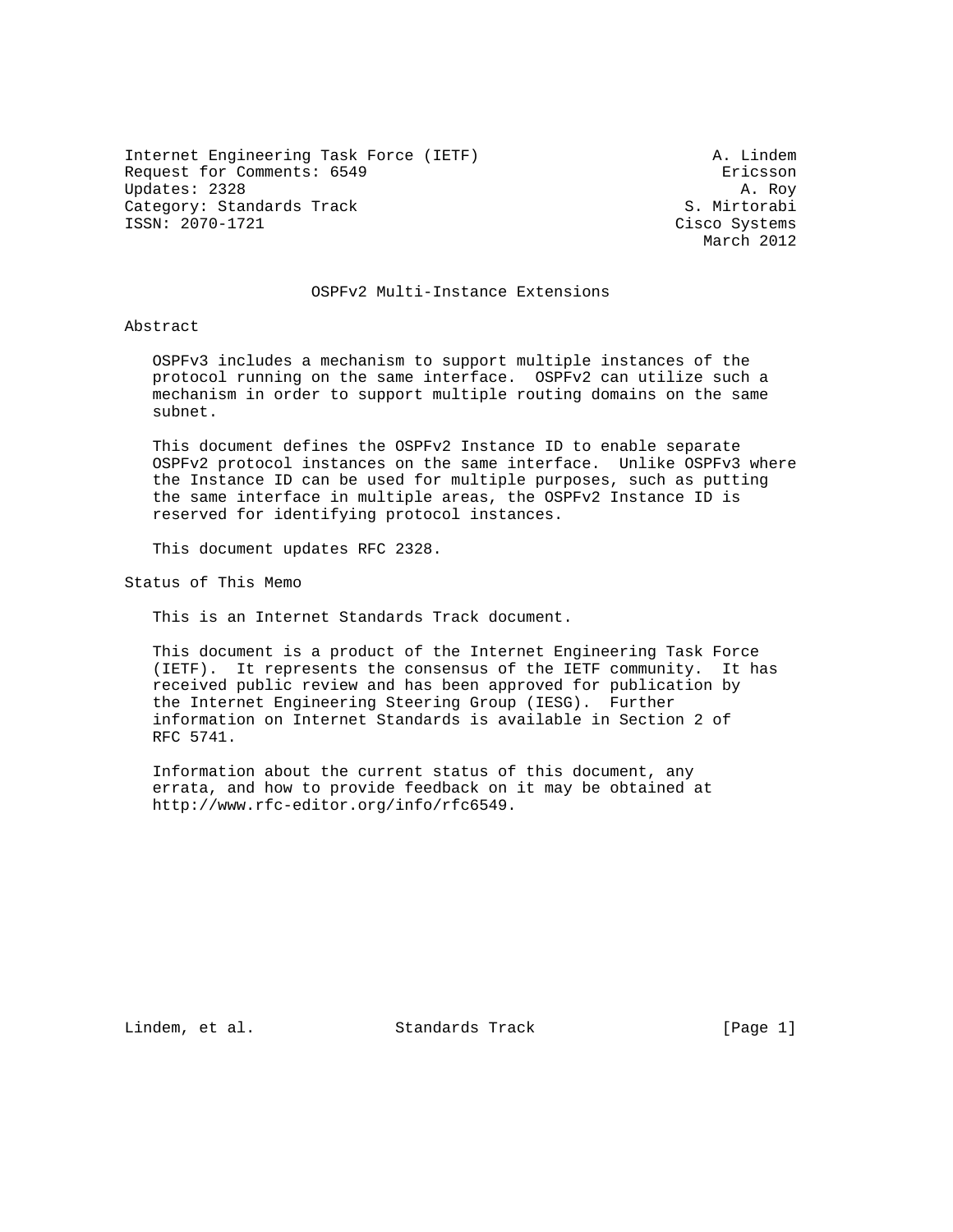Internet Engineering Task Force (IETF) A. Lindem
Request for Comments: 6549 Ericsson
Updates: 2328 A. Roy
Category: Standards Track S. Mirtorabi
ISSN: 2070-1721 Cisco Systems
March 2012

# OSPFv2 Multi-Instance Extensions

## Abstract

OSPFv3 includes a mechanism to support multiple instances of the protocol running on the same interface. OSPFv2 can utilize such a mechanism in order to support multiple routing domains on the same subnet.

This document defines the OSPFv2 Instance ID to enable separate OSPFv2 protocol instances on the same interface. Unlike OSPFv3 where the Instance ID can be used for multiple purposes, such as putting the same interface in multiple areas, the OSPFv2 Instance ID is reserved for identifying protocol instances.

This document updates RFC 2328.

## Status of This Memo

This is an Internet Standards Track document.

This document is a product of the Internet Engineering Task Force (IETF). It represents the consensus of the IETF community. It has received public review and has been approved for publication by the Internet Engineering Steering Group (IESG). Further information on Internet Standards is available in Section 2 of RFC 5741.

Information about the current status of this document, any errata, and how to provide feedback on it may be obtained at http://www.rfc-editor.org/info/rfc6549.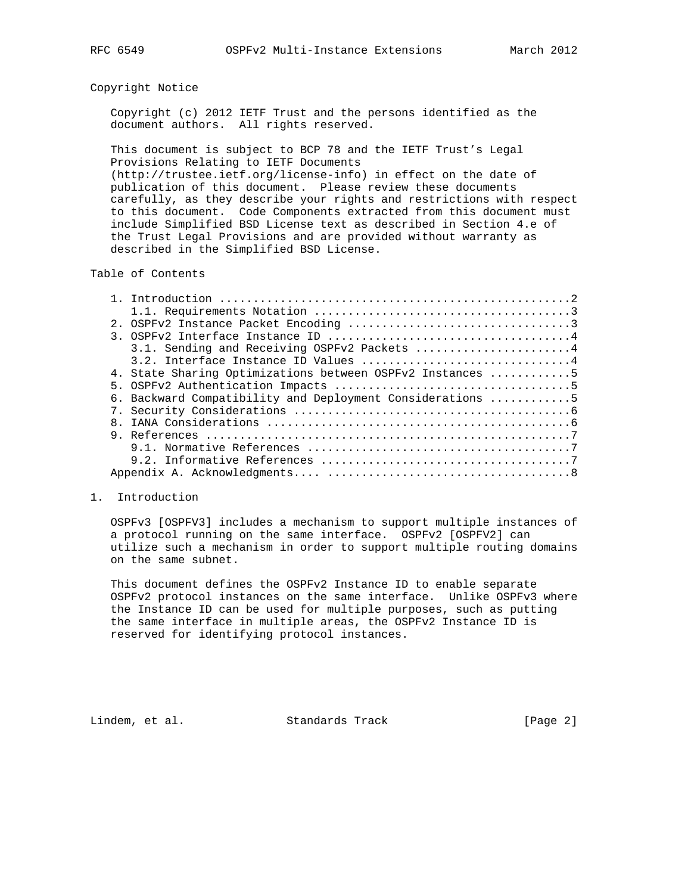## Copyright Notice

Copyright (c) 2012 IETF Trust and the persons identified as the document authors. All rights reserved.

This document is subject to BCP 78 and the IETF Trust's Legal Provisions Relating to IETF Documents (http://trustee.ietf.org/license-info) in effect on the date of publication of this document. Please review these documents carefully, as they describe your rights and restrictions with respect to this document. Code Components extracted from this document must include Simplified BSD License text as described in Section 4.e of the Trust Legal Provisions and are provided without warranty as described in the Simplified BSD License.

## Table of Contents

```
1. Introduction ....................................................2
   1.1. Requirements Notation .....................................3
2. OSPFv2 Instance Packet Encoding ................................3
3. OSPFv2 Interface Instance ID ...................................4
   3.1. Sending and Receiving OSPFv2 Packets ......................4
   3.2. Interface Instance ID Values ..............................4
4. State Sharing Optimizations between OSPFv2 Instances ...........5
5. OSPFv2 Authentication Impacts ..................................5
6. Backward Compatibility and Deployment Considerations ...........5
7. Security Considerations ........................................6
8. IANA Considerations ............................................6
9. References .....................................................7
   9.1. Normative References ......................................7
   9.2. Informative References ....................................7
Appendix A. Acknowledgments.... ...................................8
```

## 1. Introduction

OSPFv3 [OSPFV3] includes a mechanism to support multiple instances of a protocol running on the same interface. OSPFv2 [OSPFV2] can utilize such a mechanism in order to support multiple routing domains on the same subnet.

This document defines the OSPFv2 Instance ID to enable separate OSPFv2 protocol instances on the same interface. Unlike OSPFv3 where the Instance ID can be used for multiple purposes, such as putting the same interface in multiple areas, the OSPFv2 Instance ID is reserved for identifying protocol instances.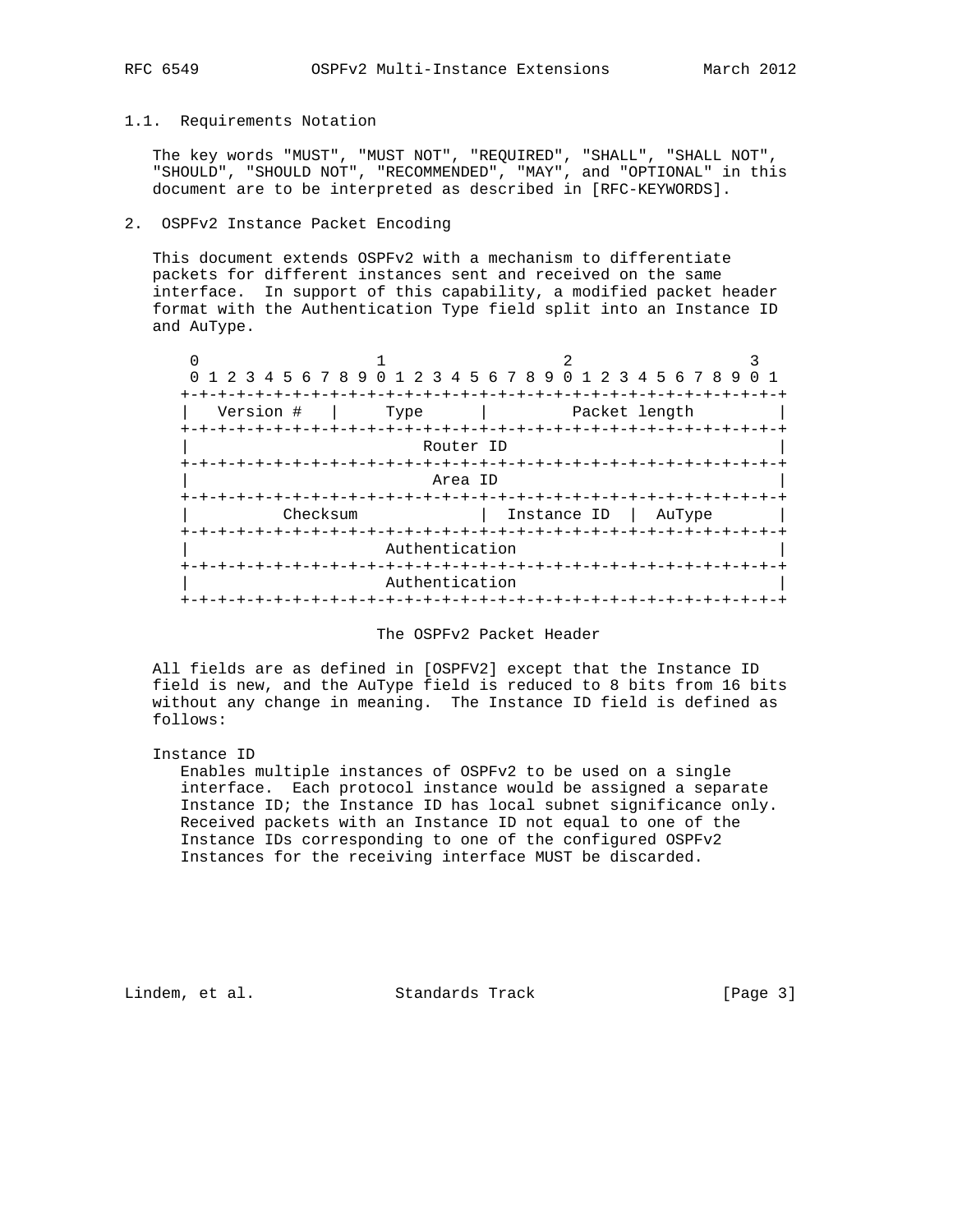### 1.1. Requirements Notation

The key words "MUST", "MUST NOT", "REQUIRED", "SHALL", "SHALL NOT", "SHOULD", "SHOULD NOT", "RECOMMENDED", "MAY", and "OPTIONAL" in this document are to be interpreted as described in [RFC-KEYWORDS].

## 2. OSPFv2 Instance Packet Encoding

This document extends OSPFv2 with a mechanism to differentiate packets for different instances sent and received on the same interface. In support of this capability, a modified packet header format with the Authentication Type field split into an Instance ID and AuType.

```
 0                   1                   2                   3
 0 1 2 3 4 5 6 7 8 9 0 1 2 3 4 5 6 7 8 9 0 1 2 3 4 5 6 7 8 9 0 1
+-+-+-+-+-+-+-+-+-+-+-+-+-+-+-+-+-+-+-+-+-+-+-+-+-+-+-+-+-+-+-+-+
|   Version #   |     Type      |         Packet length         |
+-+-+-+-+-+-+-+-+-+-+-+-+-+-+-+-+-+-+-+-+-+-+-+-+-+-+-+-+-+-+-+-+
|                          Router ID                            |
+-+-+-+-+-+-+-+-+-+-+-+-+-+-+-+-+-+-+-+-+-+-+-+-+-+-+-+-+-+-+-+-+
|                           Area ID                             |
+-+-+-+-+-+-+-+-+-+-+-+-+-+-+-+-+-+-+-+-+-+-+-+-+-+-+-+-+-+-+-+-+
|          Checksum             |  Instance ID  |  AuType       |
+-+-+-+-+-+-+-+-+-+-+-+-+-+-+-+-+-+-+-+-+-+-+-+-+-+-+-+-+-+-+-+-+
|                       Authentication                          |
+-+-+-+-+-+-+-+-+-+-+-+-+-+-+-+-+-+-+-+-+-+-+-+-+-+-+-+-+-+-+-+-+
|                       Authentication                          |
+-+-+-+-+-+-+-+-+-+-+-+-+-+-+-+-+-+-+-+-+-+-+-+-+-+-+-+-+-+-+-+-+
```

The OSPFv2 Packet Header

All fields are as defined in [OSPFV2] except that the Instance ID field is new, and the AuType field is reduced to 8 bits from 16 bits without any change in meaning. The Instance ID field is defined as follows:

Instance ID
: Enables multiple instances of OSPFv2 to be used on a single interface. Each protocol instance would be assigned a separate Instance ID; the Instance ID has local subnet significance only. Received packets with an Instance ID not equal to one of the Instance IDs corresponding to one of the configured OSPFv2 Instances for the receiving interface MUST be discarded.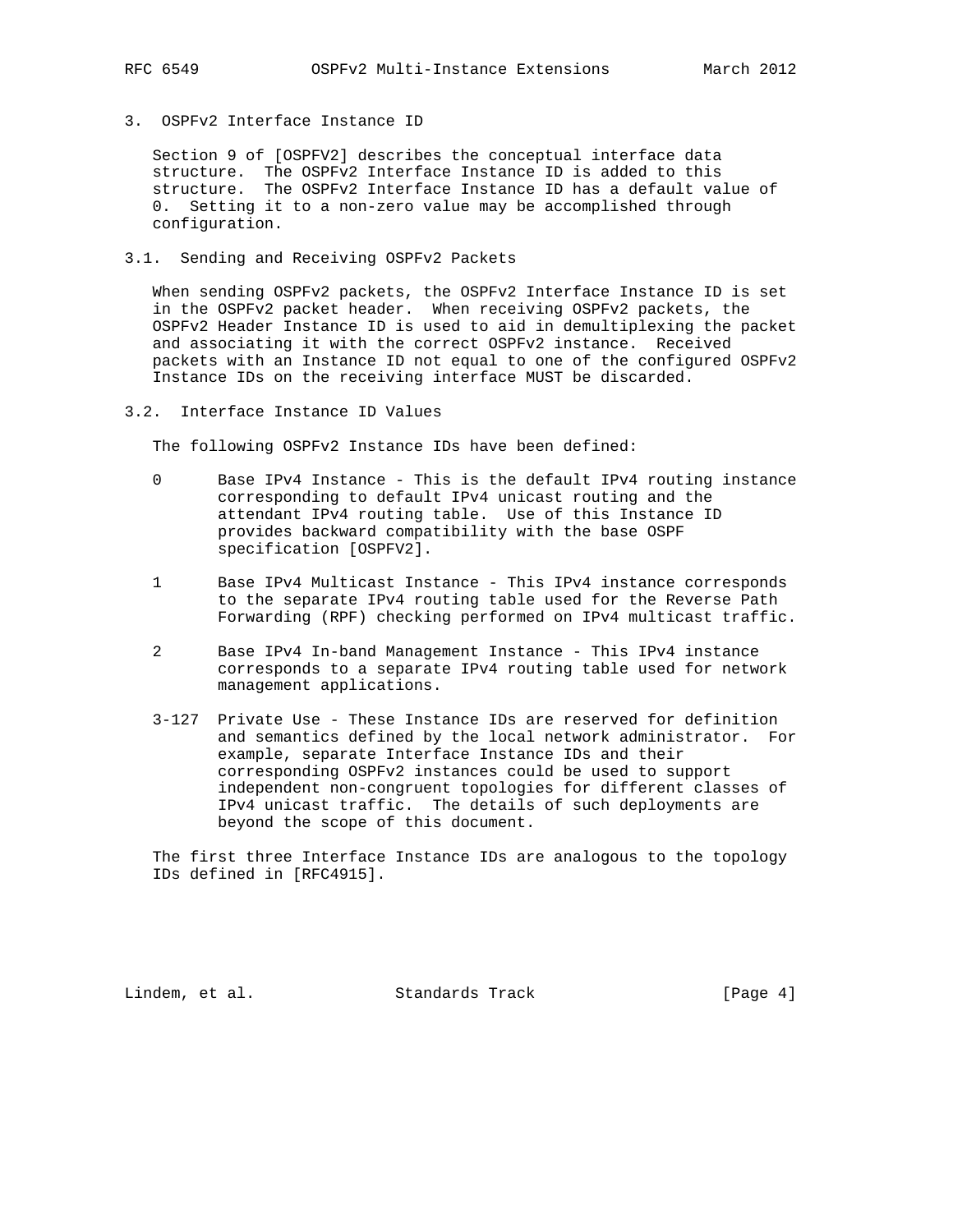## 3. OSPFv2 Interface Instance ID

Section 9 of [OSPFV2] describes the conceptual interface data structure. The OSPFv2 Interface Instance ID is added to this structure. The OSPFv2 Interface Instance ID has a default value of 0. Setting it to a non-zero value may be accomplished through configuration.

### 3.1. Sending and Receiving OSPFv2 Packets

When sending OSPFv2 packets, the OSPFv2 Interface Instance ID is set in the OSPFv2 packet header. When receiving OSPFv2 packets, the OSPFv2 Header Instance ID is used to aid in demultiplexing the packet and associating it with the correct OSPFv2 instance. Received packets with an Instance ID not equal to one of the configured OSPFv2 Instance IDs on the receiving interface MUST be discarded.

### 3.2. Interface Instance ID Values

The following OSPFv2 Instance IDs have been defined:

- 0 Base IPv4 Instance - This is the default IPv4 routing instance corresponding to default IPv4 unicast routing and the attendant IPv4 routing table. Use of this Instance ID provides backward compatibility with the base OSPF specification [OSPFV2].

- 1 Base IPv4 Multicast Instance - This IPv4 instance corresponds to the separate IPv4 routing table used for the Reverse Path Forwarding (RPF) checking performed on IPv4 multicast traffic.

- 2 Base IPv4 In-band Management Instance - This IPv4 instance corresponds to a separate IPv4 routing table used for network management applications.

- 3-127 Private Use - These Instance IDs are reserved for definition and semantics defined by the local network administrator. For example, separate Interface Instance IDs and their corresponding OSPFv2 instances could be used to support independent non-congruent topologies for different classes of IPv4 unicast traffic. The details of such deployments are beyond the scope of this document.

The first three Interface Instance IDs are analogous to the topology IDs defined in [RFC4915].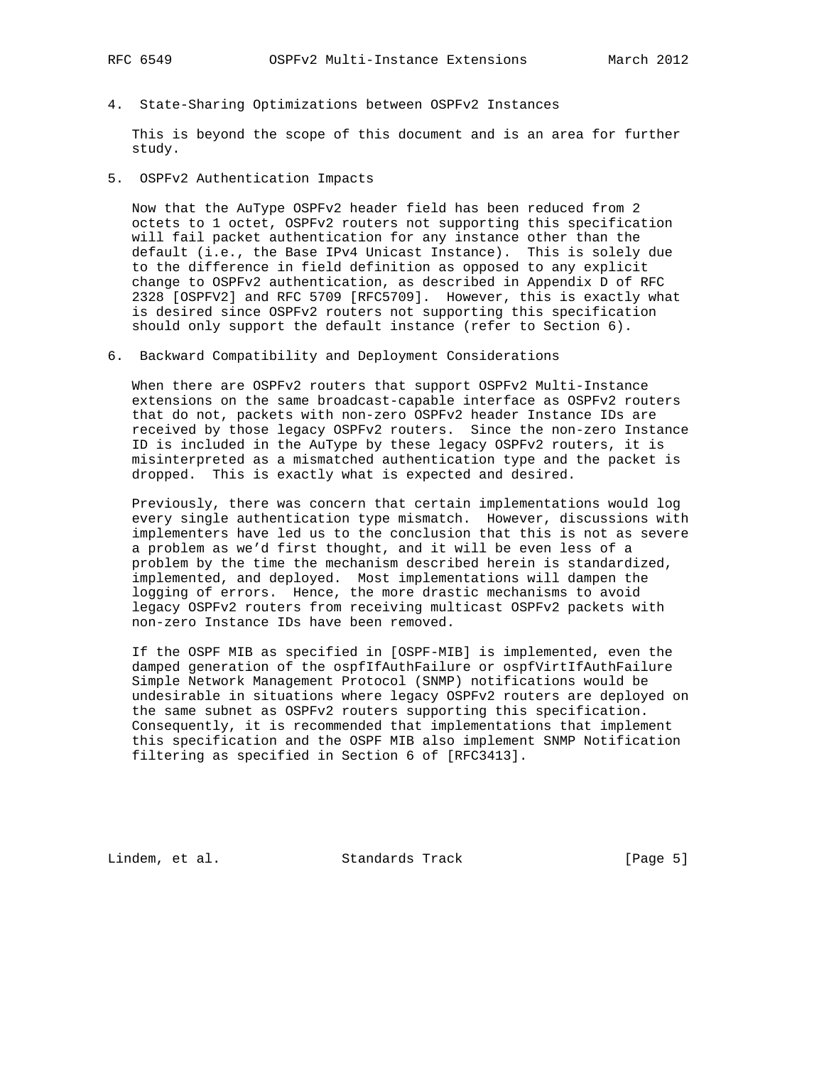## 4. State-Sharing Optimizations between OSPFv2 Instances

This is beyond the scope of this document and is an area for further study.

## 5. OSPFv2 Authentication Impacts

Now that the AuType OSPFv2 header field has been reduced from 2 octets to 1 octet, OSPFv2 routers not supporting this specification will fail packet authentication for any instance other than the default (i.e., the Base IPv4 Unicast Instance). This is solely due to the difference in field definition as opposed to any explicit change to OSPFv2 authentication, as described in Appendix D of RFC 2328 [OSPFV2] and RFC 5709 [RFC5709]. However, this is exactly what is desired since OSPFv2 routers not supporting this specification should only support the default instance (refer to Section 6).

## 6. Backward Compatibility and Deployment Considerations

When there are OSPFv2 routers that support OSPFv2 Multi-Instance extensions on the same broadcast-capable interface as OSPFv2 routers that do not, packets with non-zero OSPFv2 header Instance IDs are received by those legacy OSPFv2 routers. Since the non-zero Instance ID is included in the AuType by these legacy OSPFv2 routers, it is misinterpreted as a mismatched authentication type and the packet is dropped. This is exactly what is expected and desired.

Previously, there was concern that certain implementations would log every single authentication type mismatch. However, discussions with implementers have led us to the conclusion that this is not as severe a problem as we'd first thought, and it will be even less of a problem by the time the mechanism described herein is standardized, implemented, and deployed. Most implementations will dampen the logging of errors. Hence, the more drastic mechanisms to avoid legacy OSPFv2 routers from receiving multicast OSPFv2 packets with non-zero Instance IDs have been removed.

If the OSPF MIB as specified in [OSPF-MIB] is implemented, even the damped generation of the ospfIfAuthFailure or ospfVirtIfAuthFailure Simple Network Management Protocol (SNMP) notifications would be undesirable in situations where legacy OSPFv2 routers are deployed on the same subnet as OSPFv2 routers supporting this specification. Consequently, it is recommended that implementations that implement this specification and the OSPF MIB also implement SNMP Notification filtering as specified in Section 6 of [RFC3413].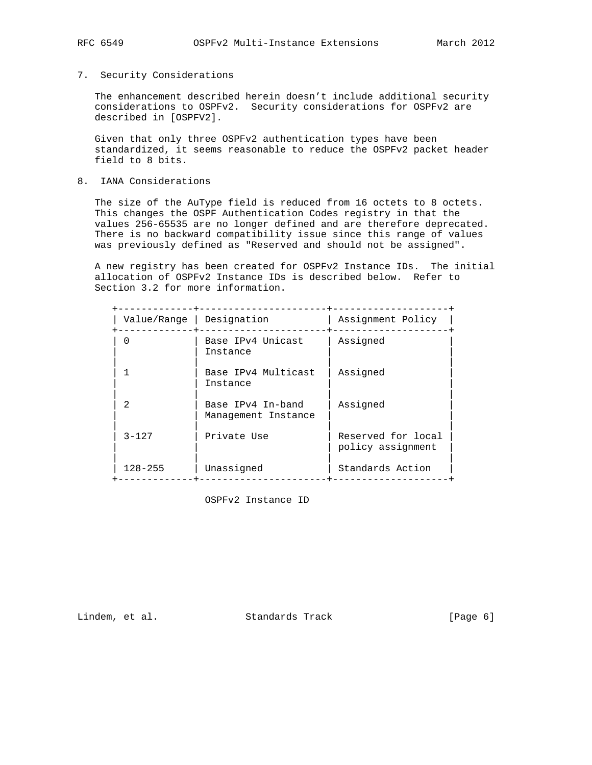## 7. Security Considerations

The enhancement described herein doesn't include additional security considerations to OSPFv2. Security considerations for OSPFv2 are described in [OSPFV2].

Given that only three OSPFv2 authentication types have been standardized, it seems reasonable to reduce the OSPFv2 packet header field to 8 bits.

## 8. IANA Considerations

The size of the AuType field is reduced from 16 octets to 8 octets. This changes the OSPF Authentication Codes registry in that the values 256-65535 are no longer defined and are therefore deprecated. There is no backward compatibility issue since this range of values was previously defined as "Reserved and should not be assigned".

A new registry has been created for OSPFv2 Instance IDs. The initial allocation of OSPFv2 Instance IDs is described below. Refer to Section 3.2 for more information.

| Value/Range | Designation | Assignment Policy |
|---|---|---|
| 0 | Base IPv4 Unicast Instance | Assigned |
| 1 | Base IPv4 Multicast Instance | Assigned |
| 2 | Base IPv4 In-band Management Instance | Assigned |
| 3-127 | Private Use | Reserved for local policy assignment |
| 128-255 | Unassigned | Standards Action |

OSPFv2 Instance ID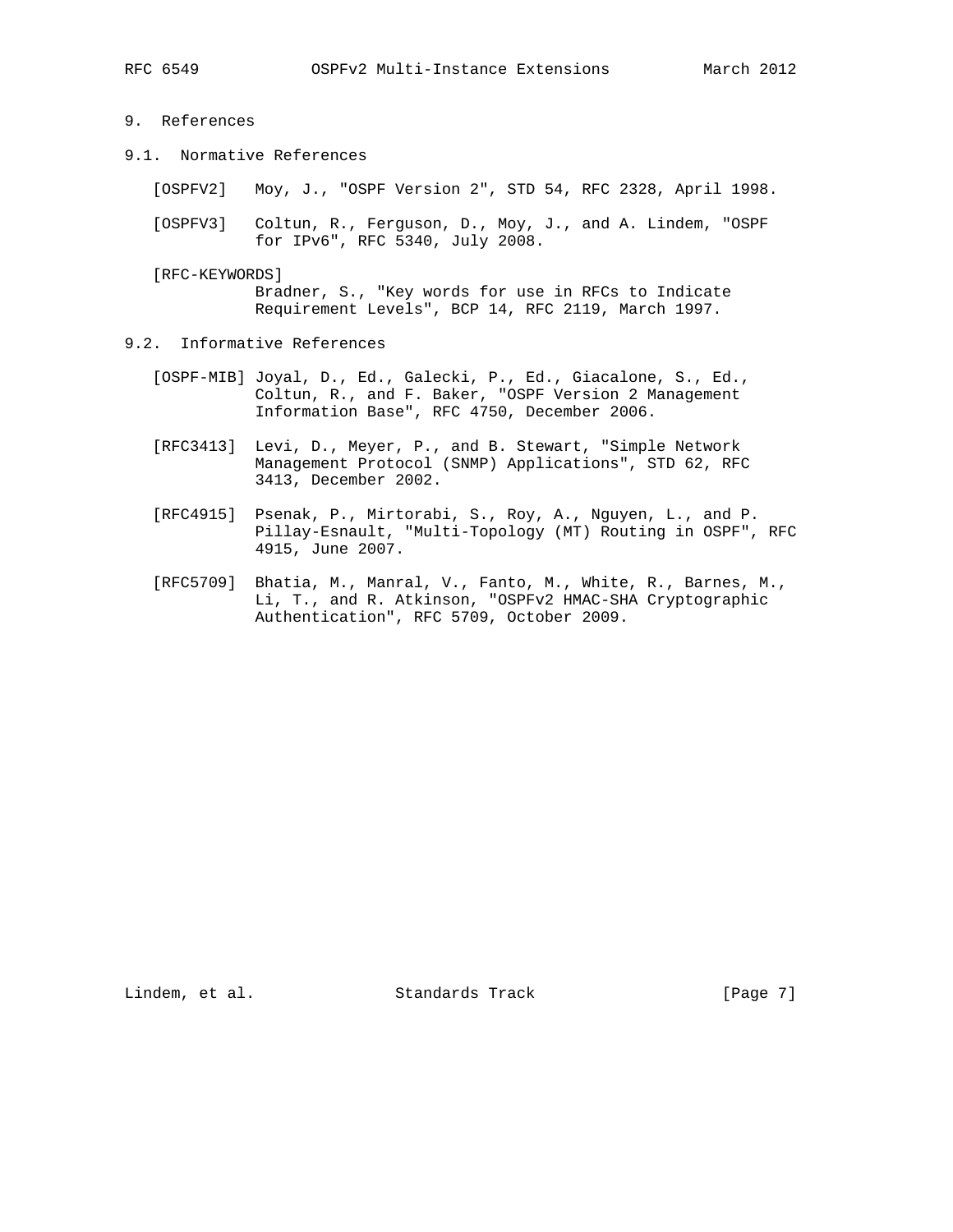## 9. References

### 9.1. Normative References

[OSPFV2] Moy, J., "OSPF Version 2", STD 54, RFC 2328, April 1998.

[OSPFV3] Coltun, R., Ferguson, D., Moy, J., and A. Lindem, "OSPF for IPv6", RFC 5340, July 2008.

[RFC-KEYWORDS] Bradner, S., "Key words for use in RFCs to Indicate Requirement Levels", BCP 14, RFC 2119, March 1997.

### 9.2. Informative References

[OSPF-MIB] Joyal, D., Ed., Galecki, P., Ed., Giacalone, S., Ed., Coltun, R., and F. Baker, "OSPF Version 2 Management Information Base", RFC 4750, December 2006.

[RFC3413] Levi, D., Meyer, P., and B. Stewart, "Simple Network Management Protocol (SNMP) Applications", STD 62, RFC 3413, December 2002.

[RFC4915] Psenak, P., Mirtorabi, S., Roy, A., Nguyen, L., and P. Pillay-Esnault, "Multi-Topology (MT) Routing in OSPF", RFC 4915, June 2007.

[RFC5709] Bhatia, M., Manral, V., Fanto, M., White, R., Barnes, M., Li, T., and R. Atkinson, "OSPFv2 HMAC-SHA Cryptographic Authentication", RFC 5709, October 2009.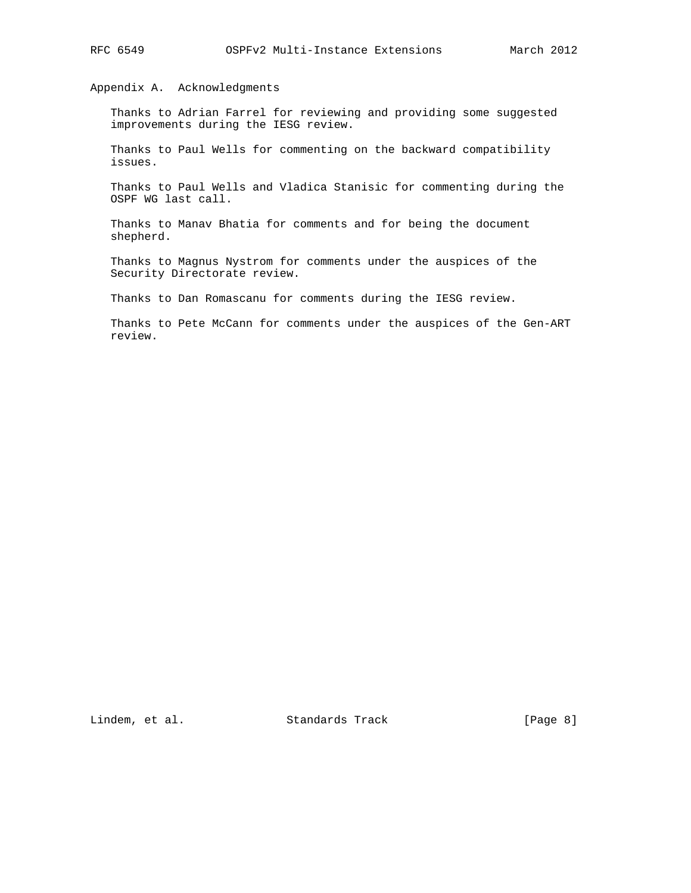## Appendix A. Acknowledgments

Thanks to Adrian Farrel for reviewing and providing some suggested improvements during the IESG review.

Thanks to Paul Wells for commenting on the backward compatibility issues.

Thanks to Paul Wells and Vladica Stanisic for commenting during the OSPF WG last call.

Thanks to Manav Bhatia for comments and for being the document shepherd.

Thanks to Magnus Nystrom for comments under the auspices of the Security Directorate review.

Thanks to Dan Romascanu for comments during the IESG review.

Thanks to Pete McCann for comments under the auspices of the Gen-ART review.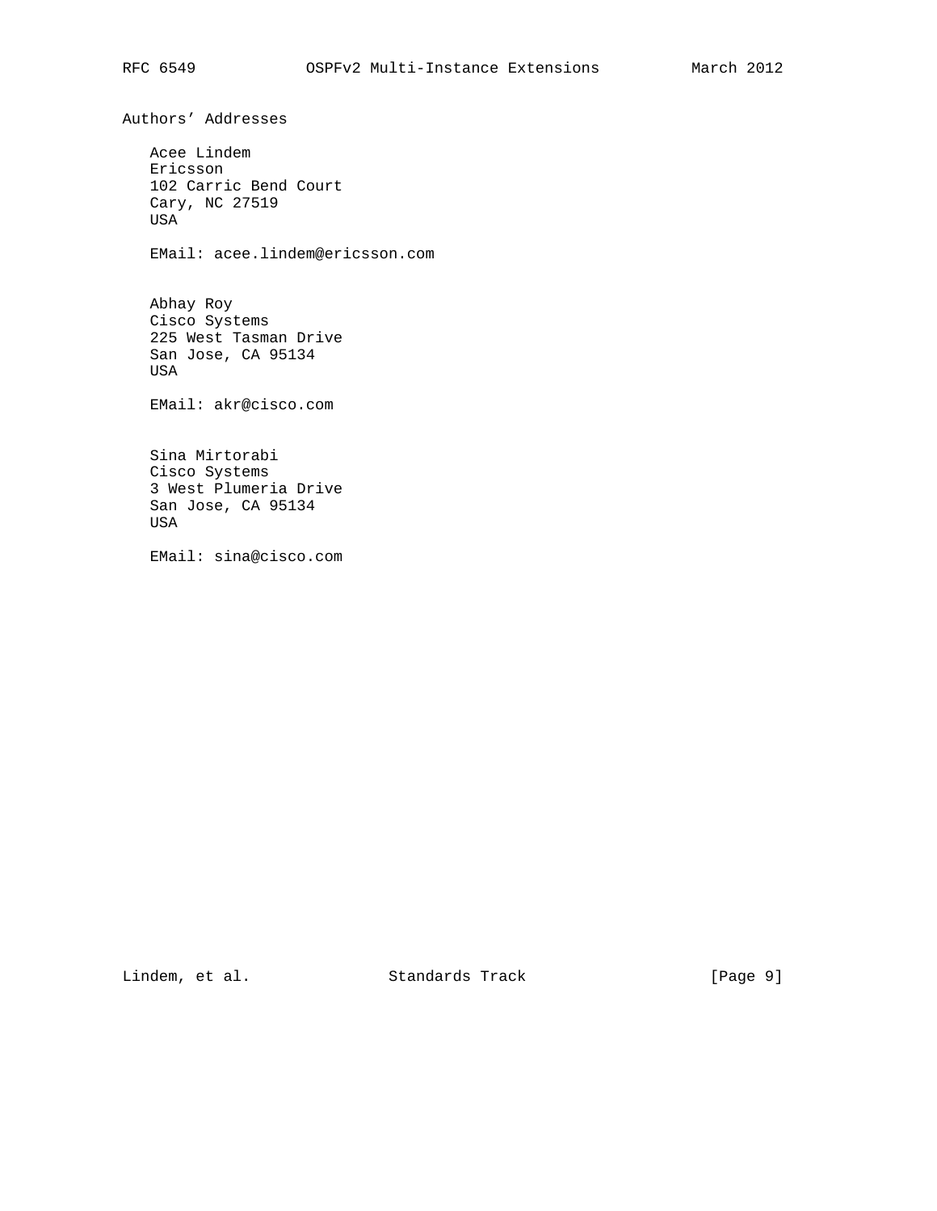## Authors' Addresses

Acee Lindem
Ericsson
102 Carric Bend Court
Cary, NC 27519
USA

EMail: acee.lindem@ericsson.com

Abhay Roy
Cisco Systems
225 West Tasman Drive
San Jose, CA 95134
USA

EMail: akr@cisco.com

Sina Mirtorabi
Cisco Systems
3 West Plumeria Drive
San Jose, CA 95134
USA

EMail: sina@cisco.com